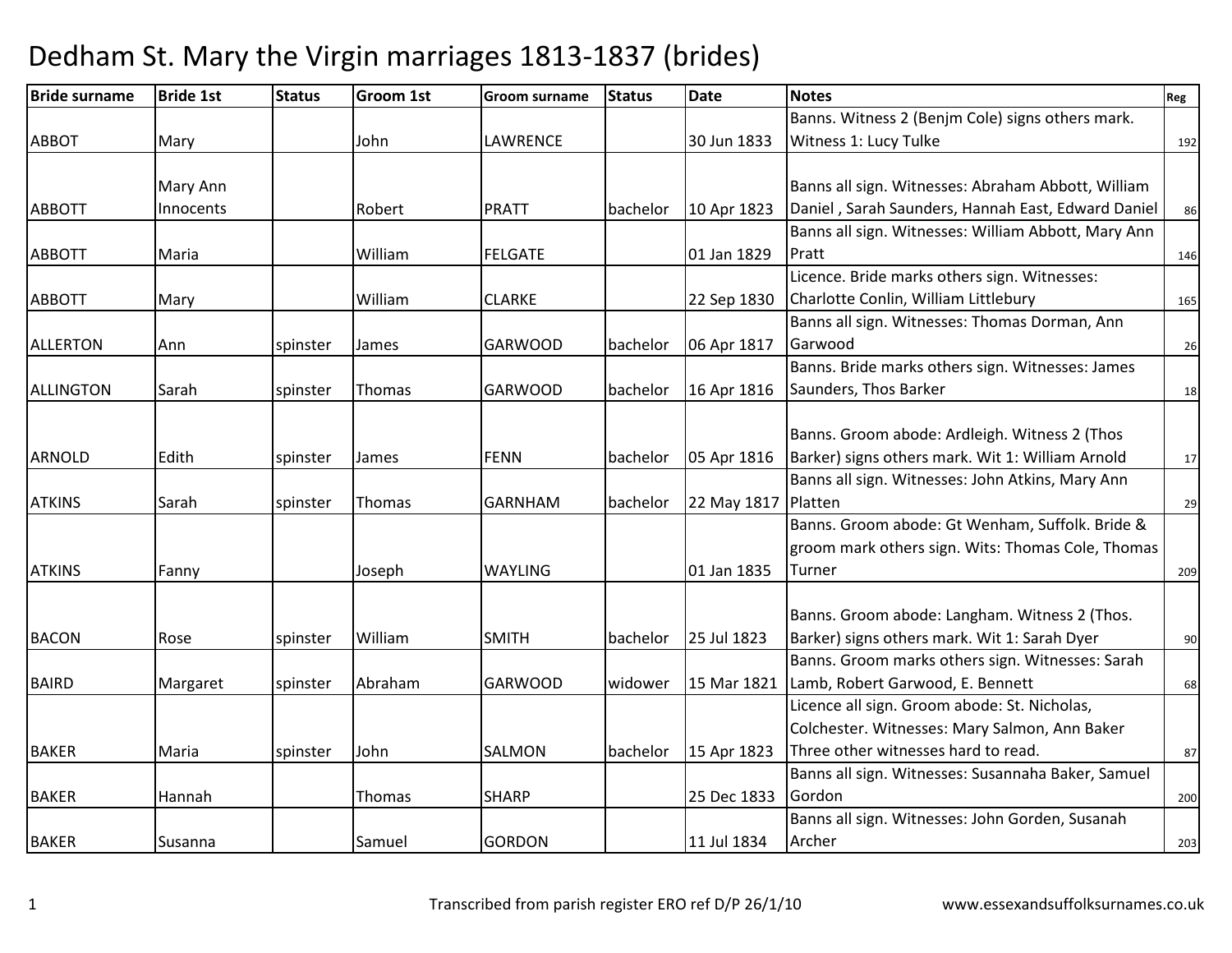# Dedham St. Mary the Virgin marriages 1813-1837 (brides)

| Bride surname | Bride 1st | Status | Groom 1st | Groom surname | Status | Date | Notes | Reg |
|---|---|---|---|---|---|---|---|---|
| ABBOT | Mary | | John | LAWRENCE | | 30 Jun 1833 | Banns. Witness 2 (Benjm Cole) signs others mark. Witness 1: Lucy Tulke | 192 |
| ABBOTT | Mary Ann Innocents | | Robert | PRATT | bachelor | 10 Apr 1823 | Banns all sign. Witnesses: Abraham Abbott, William Daniel , Sarah Saunders, Hannah East, Edward Daniel | 86 |
| ABBOTT | Maria | | William | FELGATE | | 01 Jan 1829 | Banns all sign. Witnesses: William Abbott, Mary Ann Pratt | 146 |
| ABBOTT | Mary | | William | CLARKE | | 22 Sep 1830 | Licence. Bride marks others sign. Witnesses: Charlotte Conlin, William Littlebury | 165 |
| ALLERTON | Ann | spinster | James | GARWOOD | bachelor | 06 Apr 1817 | Banns all sign. Witnesses: Thomas Dorman, Ann Garwood | 26 |
| ALLINGTON | Sarah | spinster | Thomas | GARWOOD | bachelor | 16 Apr 1816 | Banns. Bride marks others sign. Witnesses: James Saunders, Thos Barker | 18 |
| ARNOLD | Edith | spinster | James | FENN | bachelor | 05 Apr 1816 | Banns. Groom abode: Ardleigh. Witness 2 (Thos Barker) signs others mark. Wit 1: William Arnold | 17 |
| ATKINS | Sarah | spinster | Thomas | GARNHAM | bachelor | 22 May 1817 | Banns all sign. Witnesses: John Atkins, Mary Ann Platten | 29 |
| ATKINS | Fanny | | Joseph | WAYLING | | 01 Jan 1835 | Banns. Groom abode: Gt Wenham, Suffolk. Bride & groom mark others sign. Wits: Thomas Cole, Thomas Turner | 209 |
| BACON | Rose | spinster | William | SMITH | bachelor | 25 Jul 1823 | Banns. Groom abode: Langham. Witness 2 (Thos. Barker) signs others mark. Wit 1: Sarah Dyer | 90 |
| BAIRD | Margaret | spinster | Abraham | GARWOOD | widower | 15 Mar 1821 | Banns. Groom marks others sign. Witnesses: Sarah Lamb, Robert Garwood, E. Bennett | 68 |
| BAKER | Maria | spinster | John | SALMON | bachelor | 15 Apr 1823 | Licence all sign. Groom abode: St. Nicholas, Colchester. Witnesses: Mary Salmon, Ann Baker Three other witnesses hard to read. | 87 |
| BAKER | Hannah | | Thomas | SHARP | | 25 Dec 1833 | Banns all sign. Witnesses: Susannaha Baker, Samuel Gordon | 200 |
| BAKER | Susanna | | Samuel | GORDON | | 11 Jul 1834 | Banns all sign. Witnesses: John Gorden, Susanah Archer | 203 |

Transcribed from parish register ERO ref D/P 26/1/10 www.essexandsuffolksurnames.co.uk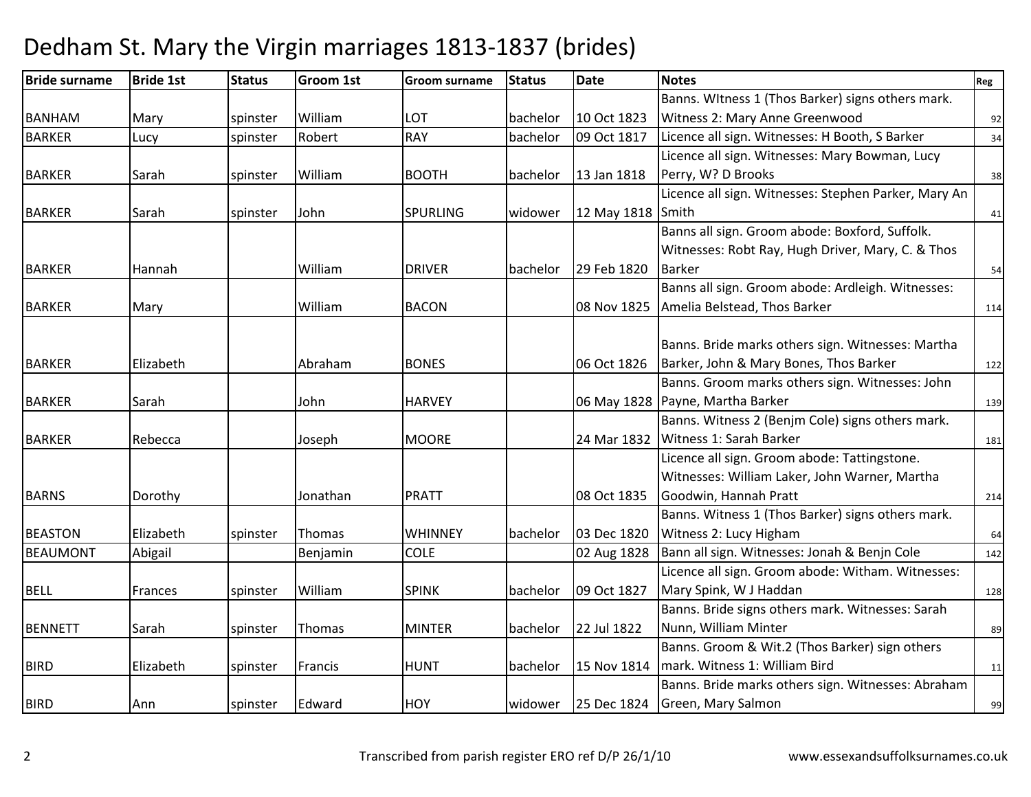# Dedham St. Mary the Virgin marriages 1813-1837 (brides)

| Bride surname | Bride 1st | Status | Groom 1st | Groom surname | Status | Date | Notes | Reg |
|---|---|---|---|---|---|---|---|---|
| BANHAM | Mary | spinster | William | LOT | bachelor | 10 Oct 1823 | Banns. WItness 1 (Thos Barker) signs others mark. Witness 2: Mary Anne Greenwood | 92 |
| BARKER | Lucy | spinster | Robert | RAY | bachelor | 09 Oct 1817 | Licence all sign. Witnesses: H Booth, S Barker | 34 |
| BARKER | Sarah | spinster | William | BOOTH | bachelor | 13 Jan 1818 | Licence all sign. Witnesses: Mary Bowman, Lucy Perry, W? D Brooks | 38 |
| BARKER | Sarah | spinster | John | SPURLING | widower | 12 May 1818 | Licence all sign. Witnesses: Stephen Parker, Mary An Smith | 41 |
| BARKER | Hannah | | William | DRIVER | bachelor | 29 Feb 1820 | Banns all sign. Groom abode: Boxford, Suffolk. Witnesses: Robt Ray, Hugh Driver, Mary, C. & Thos Barker | 54 |
| BARKER | Mary | | William | BACON | | 08 Nov 1825 | Banns all sign. Groom abode: Ardleigh. Witnesses: Amelia Belstead, Thos Barker | 114 |
| BARKER | Elizabeth | | Abraham | BONES | | 06 Oct 1826 | Banns. Bride marks others sign. Witnesses: Martha Barker, John & Mary Bones, Thos Barker | 122 |
| BARKER | Sarah | | John | HARVEY | | 06 May 1828 | Banns. Groom marks others sign. Witnesses: John Payne, Martha Barker | 139 |
| BARKER | Rebecca | | Joseph | MOORE | | 24 Mar 1832 | Banns. Witness 2 (Benjm Cole) signs others mark. Witness 1: Sarah Barker | 181 |
| BARNS | Dorothy | | Jonathan | PRATT | | 08 Oct 1835 | Licence all sign. Groom abode: Tattingstone. Witnesses: William Laker, John Warner, Martha Goodwin, Hannah Pratt | 214 |
| BEASTON | Elizabeth | spinster | Thomas | WHINNEY | bachelor | 03 Dec 1820 | Banns. Witness 1 (Thos Barker) signs others mark. Witness 2: Lucy Higham | 64 |
| BEAUMONT | Abigail | | Benjamin | COLE | | 02 Aug 1828 | Bann all sign. Witnesses: Jonah & Benjn Cole | 142 |
| BELL | Frances | spinster | William | SPINK | bachelor | 09 Oct 1827 | Licence all sign. Groom abode: Witham. Witnesses: Mary Spink, W J Haddan | 128 |
| BENNETT | Sarah | spinster | Thomas | MINTER | bachelor | 22 Jul 1822 | Banns. Bride signs others mark. Witnesses: Sarah Nunn, William Minter | 89 |
| BIRD | Elizabeth | spinster | Francis | HUNT | bachelor | 15 Nov 1814 | Banns. Groom & Wit.2 (Thos Barker) sign others mark. Witness 1: William Bird | 11 |
| BIRD | Ann | spinster | Edward | HOY | widower | 25 Dec 1824 | Banns. Bride marks others sign. Witnesses: Abraham Green, Mary Salmon | 99 |

Transcribed from parish register ERO ref D/P 26/1/10 www.essexandsuffolksurnames.co.uk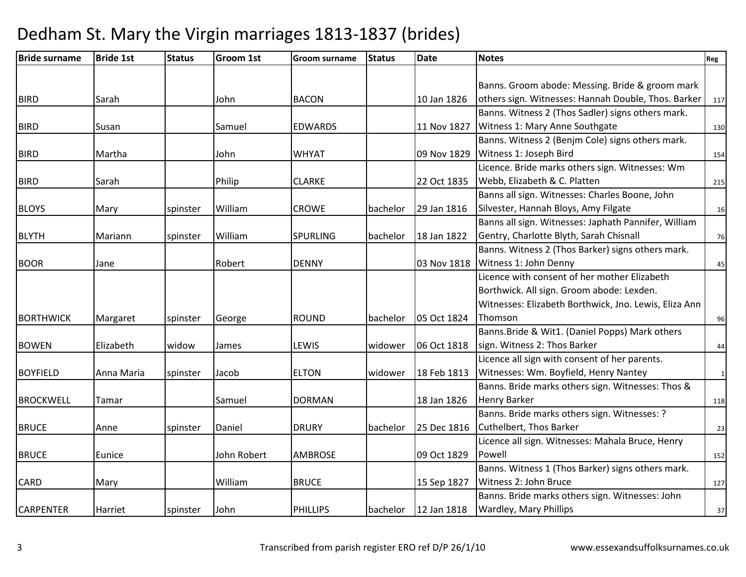# Dedham St. Mary the Virgin marriages 1813-1837 (brides)

| Bride surname | Bride 1st | Status | Groom 1st | Groom surname | Status | Date | Notes | Reg |
|---|---|---|---|---|---|---|---|---|
| BIRD | Sarah | | John | BACON | | 10 Jan 1826 | Banns. Groom abode: Messing. Bride & groom mark others sign. Witnesses: Hannah Double, Thos. Barker | 117 |
| BIRD | Susan | | Samuel | EDWARDS | | 11 Nov 1827 | Banns. Witness 2 (Thos Sadler) signs others mark. Witness 1: Mary Anne Southgate | 130 |
| BIRD | Martha | | John | WHYAT | | 09 Nov 1829 | Banns. Witness 2 (Benjm Cole) signs others mark. Witness 1: Joseph Bird | 154 |
| BIRD | Sarah | | Philip | CLARKE | | 22 Oct 1835 | Licence. Bride marks others sign. Witnesses: Wm Webb, Elizabeth & C. Platten | 215 |
| BLOYS | Mary | spinster | William | CROWE | bachelor | 29 Jan 1816 | Banns all sign. Witnesses: Charles Boone, John Silvester, Hannah Bloys, Amy Filgate | 16 |
| BLYTH | Mariann | spinster | William | SPURLING | bachelor | 18 Jan 1822 | Banns all sign. Witnesses: Japhath Pannifer, William Gentry, Charlotte Blyth, Sarah Chisnall | 76 |
| BOOR | Jane | | Robert | DENNY | | 03 Nov 1818 | Banns. Witness 2 (Thos Barker) signs others mark. Witness 1: John Denny | 45 |
| BORTHWICK | Margaret | spinster | George | ROUND | bachelor | 05 Oct 1824 | Licence with consent of her mother Elizabeth Borthwick. All sign. Groom abode: Lexden. Witnesses: Elizabeth Borthwick, Jno. Lewis, Eliza Ann Thomson | 96 |
| BOWEN | Elizabeth | widow | James | LEWIS | widower | 06 Oct 1818 | Banns.Bride & Wit1. (Daniel Popps) Mark others sign. Witness 2: Thos Barker | 44 |
| BOYFIELD | Anna Maria | spinster | Jacob | ELTON | widower | 18 Feb 1813 | Licence all sign with consent of her parents. Witnesses: Wm. Boyfield, Henry Nantey | 1 |
| BROCKWELL | Tamar | | Samuel | DORMAN | | 18 Jan 1826 | Banns. Bride marks others sign. Witnesses: Thos & Henry Barker | 118 |
| BRUCE | Anne | spinster | Daniel | DRURY | bachelor | 25 Dec 1816 | Banns. Bride marks others sign. Witnesses: ? Cuthelbert, Thos Barker | 23 |
| BRUCE | Eunice | | John Robert | AMBROSE | | 09 Oct 1829 | Licence all sign. Witnesses: Mahala Bruce, Henry Powell | 152 |
| CARD | Mary | | William | BRUCE | | 15 Sep 1827 | Banns. Witness 1 (Thos Barker) signs others mark. Witness 2: John Bruce | 127 |
| CARPENTER | Harriet | spinster | John | PHILLIPS | bachelor | 12 Jan 1818 | Banns. Bride marks others sign. Witnesses: John Wardley, Mary Phillips | 37 |

Transcribed from parish register ERO ref D/P 26/1/10 www.essexandsuffolksurnames.co.uk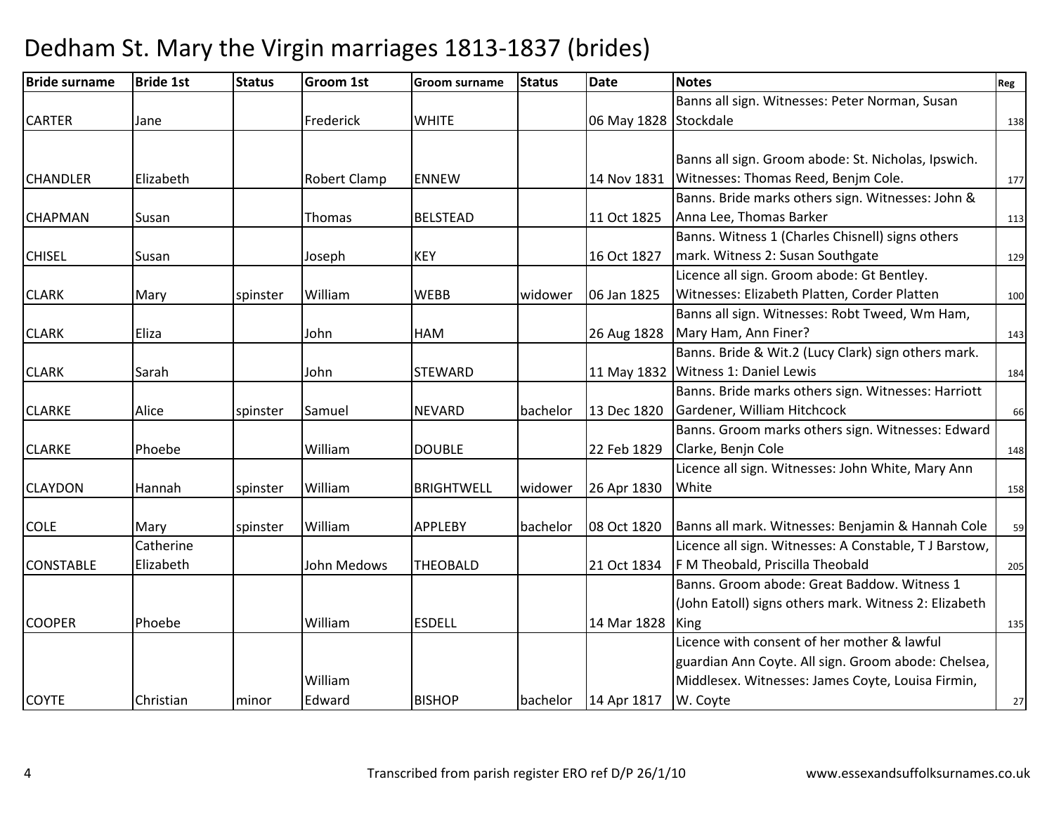# Dedham St. Mary the Virgin marriages 1813-1837 (brides)

| Bride surname | Bride 1st | Status | Groom 1st | Groom surname | Status | Date | Notes | Reg |
|---|---|---|---|---|---|---|---|---|
| CARTER | Jane | | Frederick | WHITE | | 06 May 1828 | Banns all sign. Witnesses: Peter Norman, Susan Stockdale | 138 |
| CHANDLER | Elizabeth | | Robert Clamp | ENNEW | | 14 Nov 1831 | Banns all sign. Groom abode: St. Nicholas, Ipswich. Witnesses: Thomas Reed, Benjm Cole. | 177 |
| CHAPMAN | Susan | | Thomas | BELSTEAD | | 11 Oct 1825 | Banns. Bride marks others sign. Witnesses: John & Anna Lee, Thomas Barker | 113 |
| CHISEL | Susan | | Joseph | KEY | | 16 Oct 1827 | Banns. Witness 1 (Charles Chisnell) signs others mark. Witness 2: Susan Southgate | 129 |
| CLARK | Mary | spinster | William | WEBB | widower | 06 Jan 1825 | Licence all sign. Groom abode: Gt Bentley. Witnesses: Elizabeth Platten, Corder Platten | 100 |
| CLARK | Eliza | | John | HAM | | 26 Aug 1828 | Banns all sign. Witnesses: Robt Tweed, Wm Ham, Mary Ham, Ann Finer? | 143 |
| CLARK | Sarah | | John | STEWARD | | 11 May 1832 | Banns. Bride & Wit.2 (Lucy Clark) sign others mark. Witness 1: Daniel Lewis | 184 |
| CLARKE | Alice | spinster | Samuel | NEVARD | bachelor | 13 Dec 1820 | Banns. Bride marks others sign. Witnesses: Harriott Gardener, William Hitchcock | 66 |
| CLARKE | Phoebe | | William | DOUBLE | | 22 Feb 1829 | Banns. Groom marks others sign. Witnesses: Edward Clarke, Benjn Cole | 148 |
| CLAYDON | Hannah | spinster | William | BRIGHTWELL | widower | 26 Apr 1830 | Licence all sign. Witnesses: John White, Mary Ann White | 158 |
| COLE | Mary | spinster | William | APPLEBY | bachelor | 08 Oct 1820 | Banns all mark. Witnesses: Benjamin & Hannah Cole | 59 |
| CONSTABLE | Catherine Elizabeth | | John Medows | THEOBALD | | 21 Oct 1834 | Licence all sign. Witnesses: A Constable, T J Barstow, F M Theobald, Priscilla Theobald | 205 |
| COOPER | Phoebe | | William | ESDELL | | 14 Mar 1828 | Banns. Groom abode: Great Baddow. Witness 1 (John Eatoll) signs others mark. Witness 2: Elizabeth King | 135 |
| COYTE | Christian | minor | William Edward | BISHOP | bachelor | 14 Apr 1817 | Licence with consent of her mother & lawful guardian Ann Coyte. All sign. Groom abode: Chelsea, Middlesex. Witnesses: James Coyte, Louisa Firmin, W. Coyte | 27 |

Transcribed from parish register ERO ref D/P 26/1/10

www.essexandsuffolksurnames.co.uk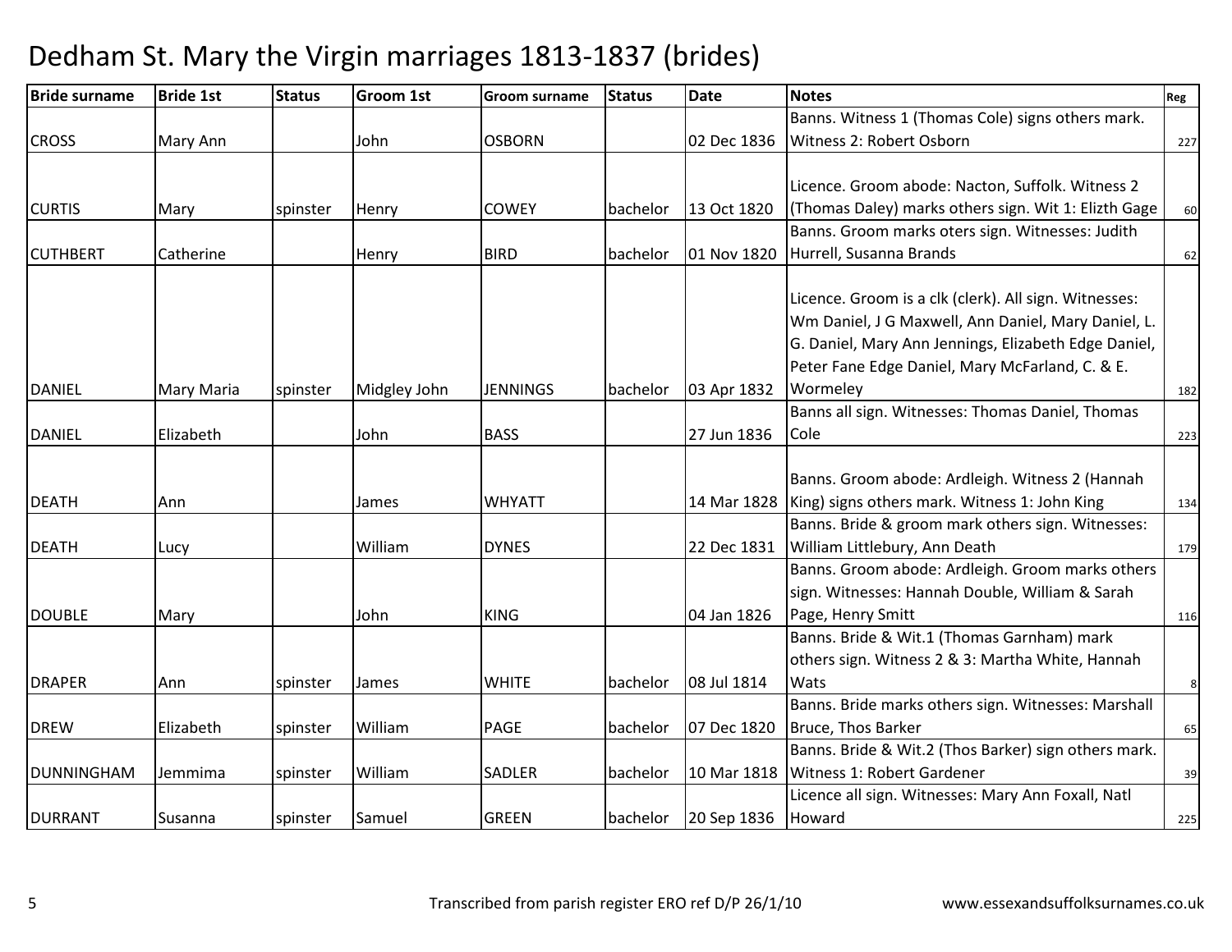# Dedham St. Mary the Virgin marriages 1813-1837 (brides)

| Bride surname | Bride 1st | Status | Groom 1st | Groom surname | Status | Date | Notes | Reg |
|---|---|---|---|---|---|---|---|---|
| CROSS | Mary Ann | | John | OSBORN | | 02 Dec 1836 | Banns. Witness 1 (Thomas Cole) signs others mark. Witness 2: Robert Osborn | 227 |
| CURTIS | Mary | spinster | Henry | COWEY | bachelor | 13 Oct 1820 | Licence. Groom abode: Nacton, Suffolk. Witness 2 (Thomas Daley) marks others sign. Wit 1: Elizth Gage | 60 |
| CUTHBERT | Catherine | | Henry | BIRD | bachelor | 01 Nov 1820 | Banns. Groom marks oters sign. Witnesses: Judith Hurrell, Susanna Brands | 62 |
| DANIEL | Mary Maria | spinster | Midgley John | JENNINGS | bachelor | 03 Apr 1832 | Licence. Groom is a clk (clerk). All sign. Witnesses: Wm Daniel, J G Maxwell, Ann Daniel, Mary Daniel, L. G. Daniel, Mary Ann Jennings, Elizabeth Edge Daniel, Peter Fane Edge Daniel, Mary McFarland, C. & E. Wormeley | 182 |
| DANIEL | Elizabeth | | John | BASS | | 27 Jun 1836 | Banns all sign. Witnesses: Thomas Daniel, Thomas Cole | 223 |
| DEATH | Ann | | James | WHYATT | | 14 Mar 1828 | Banns. Groom abode: Ardleigh. Witness 2 (Hannah King) signs others mark. Witness 1: John King | 134 |
| DEATH | Lucy | | William | DYNES | | 22 Dec 1831 | Banns. Bride & groom mark others sign. Witnesses: William Littlebury, Ann Death | 179 |
| DOUBLE | Mary | | John | KING | | 04 Jan 1826 | Banns. Groom abode: Ardleigh. Groom marks others sign. Witnesses: Hannah Double, William & Sarah Page, Henry Smitt | 116 |
| DRAPER | Ann | spinster | James | WHITE | bachelor | 08 Jul 1814 | Banns. Bride & Wit.1 (Thomas Garnham) mark others sign. Witness 2 & 3: Martha White, Hannah Wats | 8 |
| DREW | Elizabeth | spinster | William | PAGE | bachelor | 07 Dec 1820 | Banns. Bride marks others sign. Witnesses: Marshall Bruce, Thos Barker | 65 |
| DUNNINGHAM | Jemmima | spinster | William | SADLER | bachelor | 10 Mar 1818 | Banns. Bride & Wit.2 (Thos Barker) sign others mark. Witness 1: Robert Gardener | 39 |
| DURRANT | Susanna | spinster | Samuel | GREEN | bachelor | 20 Sep 1836 | Licence all sign. Witnesses: Mary Ann Foxall, Natl Howard | 225 |

Transcribed from parish register ERO ref D/P 26/1/10 www.essexandsuffolksurnames.co.uk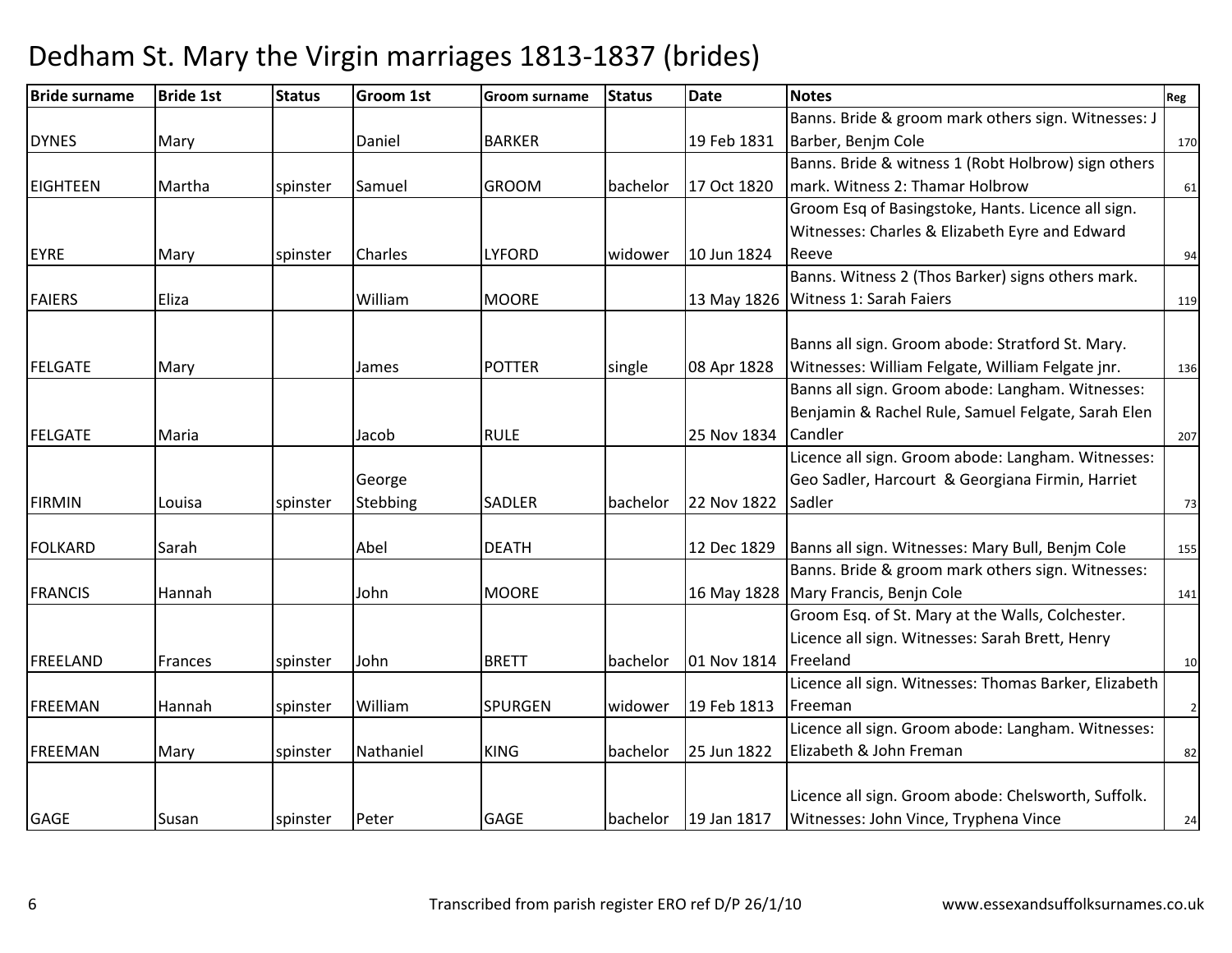# Dedham St. Mary the Virgin marriages 1813-1837 (brides)

| Bride surname | Bride 1st | Status | Groom 1st | Groom surname | Status | Date | Notes | Reg |
|---|---|---|---|---|---|---|---|---|
| DYNES | Mary | | Daniel | BARKER | | 19 Feb 1831 | Banns. Bride & groom mark others sign. Witnesses: J Barber, Benjm Cole | 170 |
| EIGHTEEN | Martha | spinster | Samuel | GROOM | bachelor | 17 Oct 1820 | Banns. Bride & witness 1 (Robt Holbrow) sign others mark. Witness 2: Thamar Holbrow | 61 |
| EYRE | Mary | spinster | Charles | LYFORD | widower | 10 Jun 1824 | Groom Esq of Basingstoke, Hants. Licence all sign. Witnesses: Charles & Elizabeth Eyre and Edward Reeve | 94 |
| FAIERS | Eliza | | William | MOORE | | 13 May 1826 | Banns. Witness 2 (Thos Barker) signs others mark. Witness 1: Sarah Faiers | 119 |
| FELGATE | Mary | | James | POTTER | single | 08 Apr 1828 | Banns all sign. Groom abode: Stratford St. Mary. Witnesses: William Felgate, William Felgate jnr. | 136 |
| FELGATE | Maria | | Jacob | RULE | | 25 Nov 1834 | Banns all sign. Groom abode: Langham. Witnesses: Benjamin & Rachel Rule, Samuel Felgate, Sarah Elen Candler | 207 |
| FIRMIN | Louisa | spinster | George Stebbing | SADLER | bachelor | 22 Nov 1822 | Licence all sign. Groom abode: Langham. Witnesses: Geo Sadler, Harcourt & Georgiana Firmin, Harriet Sadler | 73 |
| FOLKARD | Sarah | | Abel | DEATH | | 12 Dec 1829 | Banns all sign. Witnesses: Mary Bull, Benjm Cole | 155 |
| FRANCIS | Hannah | | John | MOORE | | 16 May 1828 | Banns. Bride & groom mark others sign. Witnesses: Mary Francis, Benjn Cole | 141 |
| FREELAND | Frances | spinster | John | BRETT | bachelor | 01 Nov 1814 | Groom Esq. of St. Mary at the Walls, Colchester. Licence all sign. Witnesses: Sarah Brett, Henry Freeland | 10 |
| FREEMAN | Hannah | spinster | William | SPURGEN | widower | 19 Feb 1813 | Licence all sign. Witnesses: Thomas Barker, Elizabeth Freeman | 2 |
| FREEMAN | Mary | spinster | Nathaniel | KING | bachelor | 25 Jun 1822 | Licence all sign. Groom abode: Langham. Witnesses: Elizabeth & John Freman | 82 |
| GAGE | Susan | spinster | Peter | GAGE | bachelor | 19 Jan 1817 | Licence all sign. Groom abode: Chelsworth, Suffolk. Witnesses: John Vince, Tryphena Vince | 24 |

Transcribed from parish register ERO ref D/P 26/1/10 www.essexandsuffolksurnames.co.uk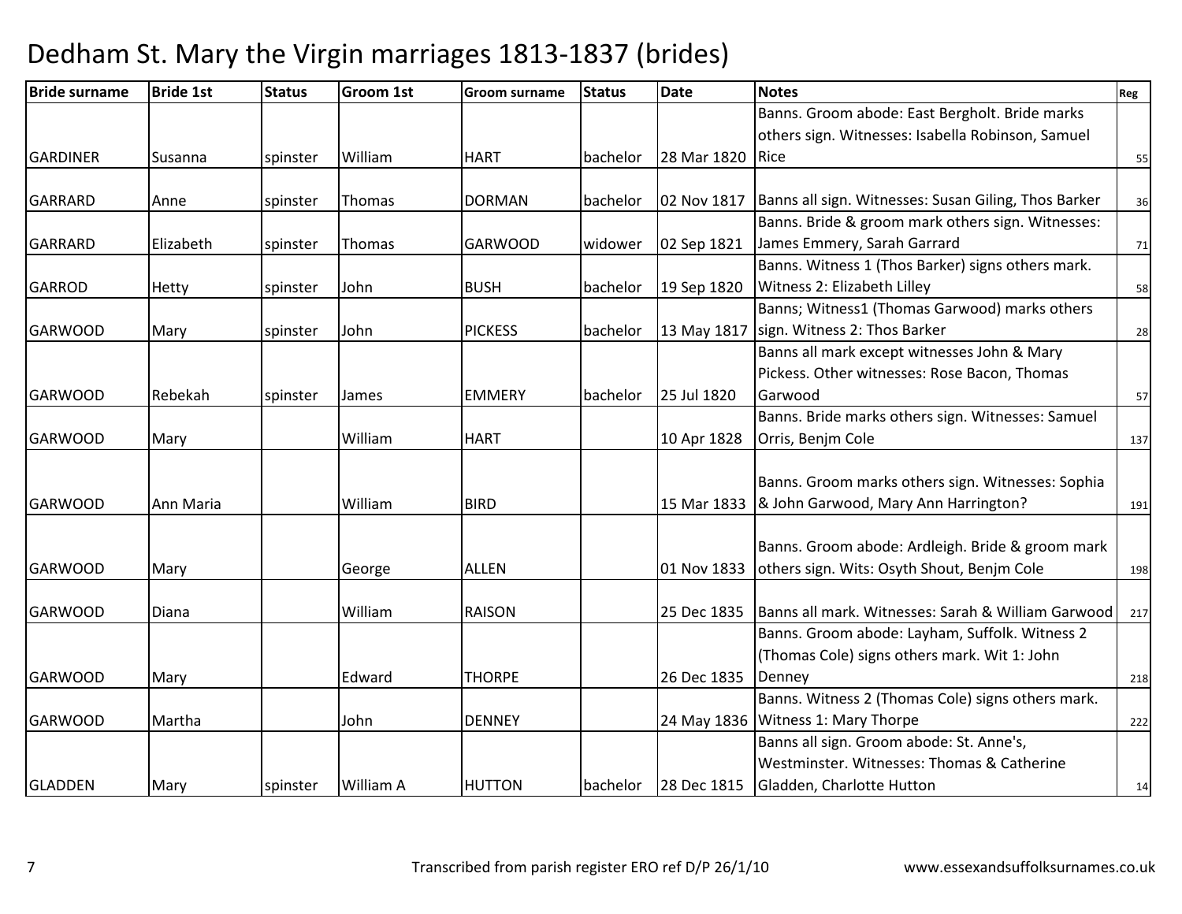# Dedham St. Mary the Virgin marriages 1813-1837 (brides)

| Bride surname | Bride 1st | Status | Groom 1st | Groom surname | Status | Date | Notes | Reg |
|---|---|---|---|---|---|---|---|---|
| GARDINER | Susanna | spinster | William | HART | bachelor | 28 Mar 1820 | Banns. Groom abode: East Bergholt. Bride marks others sign. Witnesses: Isabella Robinson, Samuel Rice | 55 |
| GARRARD | Anne | spinster | Thomas | DORMAN | bachelor | 02 Nov 1817 | Banns all sign. Witnesses: Susan Giling, Thos Barker | 36 |
| GARRARD | Elizabeth | spinster | Thomas | GARWOOD | widower | 02 Sep 1821 | Banns. Bride & groom mark others sign. Witnesses: James Emmery, Sarah Garrard | 71 |
| GARROD | Hetty | spinster | John | BUSH | bachelor | 19 Sep 1820 | Banns. Witness 1 (Thos Barker) signs others mark. Witness 2: Elizabeth Lilley | 58 |
| GARWOOD | Mary | spinster | John | PICKESS | bachelor | 13 May 1817 | Banns; Witness1 (Thomas Garwood) marks others sign. Witness 2: Thos Barker | 28 |
| GARWOOD | Rebekah | spinster | James | EMMERY | bachelor | 25 Jul 1820 | Banns all mark except witnesses John & Mary Pickess. Other witnesses: Rose Bacon, Thomas Garwood | 57 |
| GARWOOD | Mary | | William | HART | | 10 Apr 1828 | Banns. Bride marks others sign. Witnesses: Samuel Orris, Benjm Cole | 137 |
| GARWOOD | Ann Maria | | William | BIRD | | 15 Mar 1833 | Banns. Groom marks others sign. Witnesses: Sophia & John Garwood, Mary Ann Harrington? | 191 |
| GARWOOD | Mary | | George | ALLEN | | 01 Nov 1833 | Banns. Groom abode: Ardleigh. Bride & groom mark others sign. Wits: Osyth Shout, Benjm Cole | 198 |
| GARWOOD | Diana | | William | RAISON | | 25 Dec 1835 | Banns all mark. Witnesses: Sarah & William Garwood | 217 |
| GARWOOD | Mary | | Edward | THORPE | | 26 Dec 1835 | Banns. Groom abode: Layham, Suffolk. Witness 2 (Thomas Cole) signs others mark. Wit 1: John Denney | 218 |
| GARWOOD | Martha | | John | DENNEY | | 24 May 1836 | Banns. Witness 2 (Thomas Cole) signs others mark. Witness 1: Mary Thorpe | 222 |
| GLADDEN | Mary | spinster | William A | HUTTON | bachelor | 28 Dec 1815 | Banns all sign. Groom abode: St. Anne's, Westminster. Witnesses: Thomas & Catherine Gladden, Charlotte Hutton | 14 |

Transcribed from parish register ERO ref D/P 26/1/10 www.essexandsuffolksurnames.co.uk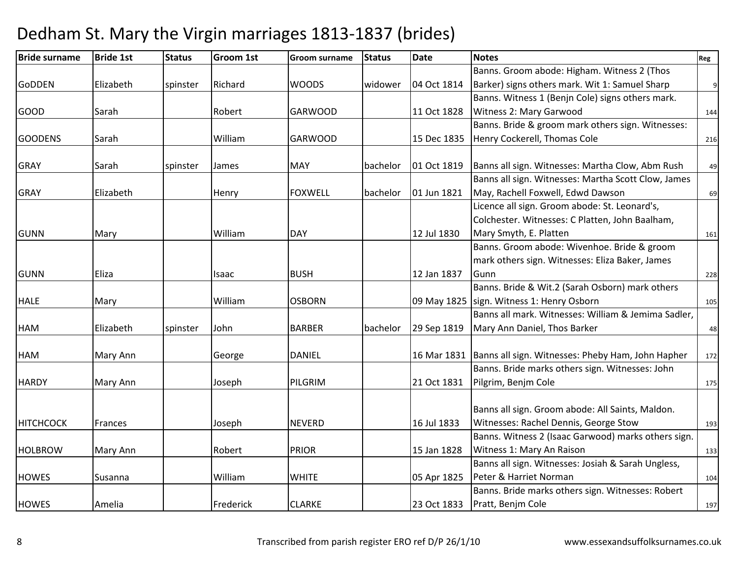# Dedham St. Mary the Virgin marriages 1813-1837 (brides)

| Bride surname | Bride 1st | Status | Groom 1st | Groom surname | Status | Date | Notes | Reg |
|---|---|---|---|---|---|---|---|---|
| GoDDEN | Elizabeth | spinster | Richard | WOODS | widower | 04 Oct 1814 | Banns. Groom abode: Higham. Witness 2 (Thos Barker) signs others mark. Wit 1: Samuel Sharp | 9 |
| GOOD | Sarah | | Robert | GARWOOD | | 11 Oct 1828 | Banns. Witness 1 (Benjn Cole) signs others mark. Witness 2: Mary Garwood | 144 |
| GOODENS | Sarah | | William | GARWOOD | | 15 Dec 1835 | Banns. Bride & groom mark others sign. Witnesses: Henry Cockerell, Thomas Cole | 216 |
| GRAY | Sarah | spinster | James | MAY | bachelor | 01 Oct 1819 | Banns all sign. Witnesses: Martha Clow, Abm Rush | 49 |
| GRAY | Elizabeth | | Henry | FOXWELL | bachelor | 01 Jun 1821 | Banns all sign. Witnesses: Martha Scott Clow, James May, Rachell Foxwell, Edwd Dawson | 69 |
| GUNN | Mary | | William | DAY | | 12 Jul 1830 | Licence all sign. Groom abode: St. Leonard's, Colchester. Witnesses: C Platten, John Baalham, Mary Smyth, E. Platten | 161 |
| GUNN | Eliza | | Isaac | BUSH | | 12 Jan 1837 | Banns. Groom abode: Wivenhoe. Bride & groom mark others sign. Witnesses: Eliza Baker, James Gunn | 228 |
| HALE | Mary | | William | OSBORN | | 09 May 1825 | Banns. Bride & Wit.2 (Sarah Osborn) mark others sign. Witness 1: Henry Osborn | 105 |
| HAM | Elizabeth | spinster | John | BARBER | bachelor | 29 Sep 1819 | Banns all mark. Witnesses: William & Jemima Sadler, Mary Ann Daniel, Thos Barker | 48 |
| HAM | Mary Ann | | George | DANIEL | | 16 Mar 1831 | Banns all sign. Witnesses: Pheby Ham, John Hapher | 172 |
| HARDY | Mary Ann | | Joseph | PILGRIM | | 21 Oct 1831 | Banns. Bride marks others sign. Witnesses: John Pilgrim, Benjm Cole | 175 |
| HITCHCOCK | Frances | | Joseph | NEVERD | | 16 Jul 1833 | Banns all sign. Groom abode: All Saints, Maldon. Witnesses: Rachel Dennis, George Stow | 193 |
| HOLBROW | Mary Ann | | Robert | PRIOR | | 15 Jan 1828 | Banns. Witness 2 (Isaac Garwood) marks others sign. Witness 1: Mary An Raison | 133 |
| HOWES | Susanna | | William | WHITE | | 05 Apr 1825 | Banns all sign. Witnesses: Josiah & Sarah Ungless, Peter & Harriet Norman | 104 |
| HOWES | Amelia | | Frederick | CLARKE | | 23 Oct 1833 | Banns. Bride marks others sign. Witnesses: Robert Pratt, Benjm Cole | 197 |

Transcribed from parish register ERO ref D/P 26/1/10 www.essexandsuffolksurnames.co.uk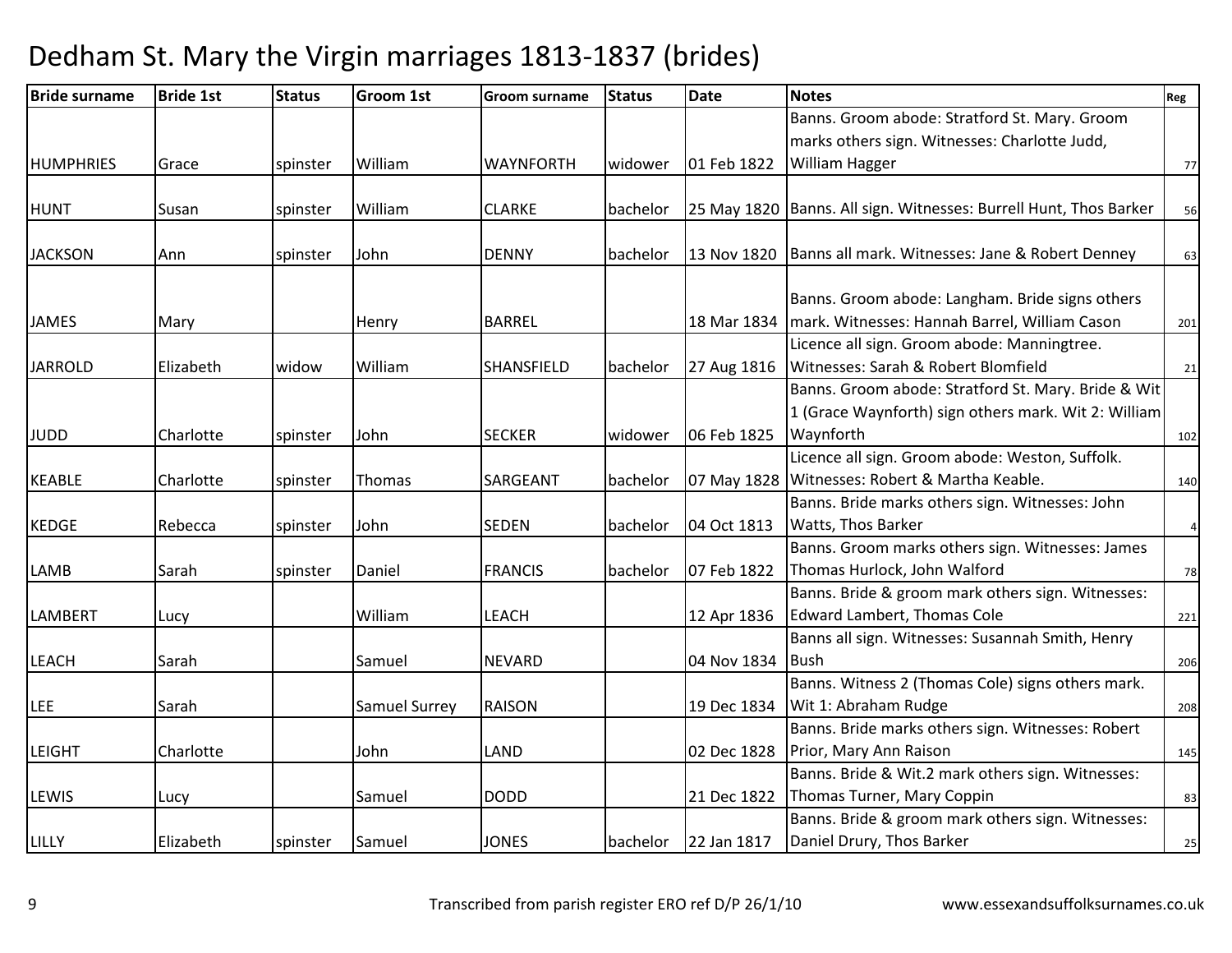# Dedham St. Mary the Virgin marriages 1813-1837 (brides)

| Bride surname | Bride 1st | Status | Groom 1st | Groom surname | Status | Date | Notes | Reg |
|---|---|---|---|---|---|---|---|---|
| HUMPHRIES | Grace | spinster | William | WAYNFORTH | widower | 01 Feb 1822 | Banns. Groom abode: Stratford St. Mary. Groom marks others sign. Witnesses: Charlotte Judd, William Hagger | 77 |
| HUNT | Susan | spinster | William | CLARKE | bachelor | 25 May 1820 | Banns. All sign. Witnesses: Burrell Hunt, Thos Barker | 56 |
| JACKSON | Ann | spinster | John | DENNY | bachelor | 13 Nov 1820 | Banns all mark. Witnesses: Jane & Robert Denney | 63 |
| JAMES | Mary | | Henry | BARREL | | 18 Mar 1834 | Banns. Groom abode: Langham. Bride signs others mark. Witnesses: Hannah Barrel, William Cason | 201 |
| JARROLD | Elizabeth | widow | William | SHANSFIELD | bachelor | 27 Aug 1816 | Licence all sign. Groom abode: Manningtree. Witnesses: Sarah & Robert Blomfield | 21 |
| JUDD | Charlotte | spinster | John | SECKER | widower | 06 Feb 1825 | Banns. Groom abode: Stratford St. Mary. Bride & Wit 1 (Grace Waynforth) sign others mark. Wit 2: William Waynforth | 102 |
| KEABLE | Charlotte | spinster | Thomas | SARGEANT | bachelor | 07 May 1828 | Licence all sign. Groom abode: Weston, Suffolk. Witnesses: Robert & Martha Keable. | 140 |
| KEDGE | Rebecca | spinster | John | SEDEN | bachelor | 04 Oct 1813 | Banns. Bride marks others sign. Witnesses: John Watts, Thos Barker | 4 |
| LAMB | Sarah | spinster | Daniel | FRANCIS | bachelor | 07 Feb 1822 | Banns. Groom marks others sign. Witnesses: James Thomas Hurlock, John Walford | 78 |
| LAMBERT | Lucy | | William | LEACH | | 12 Apr 1836 | Banns. Bride & groom mark others sign. Witnesses: Edward Lambert, Thomas Cole | 221 |
| LEACH | Sarah | | Samuel | NEVARD | | 04 Nov 1834 | Banns all sign. Witnesses: Susannah Smith, Henry Bush | 206 |
| LEE | Sarah | | Samuel Surrey | RAISON | | 19 Dec 1834 | Banns. Witness 2 (Thomas Cole) signs others mark. Wit 1: Abraham Rudge | 208 |
| LEIGHT | Charlotte | | John | LAND | | 02 Dec 1828 | Banns. Bride marks others sign. Witnesses: Robert Prior, Mary Ann Raison | 145 |
| LEWIS | Lucy | | Samuel | DODD | | 21 Dec 1822 | Banns. Bride & Wit.2 mark others sign. Witnesses: Thomas Turner, Mary Coppin | 83 |
| LILLY | Elizabeth | spinster | Samuel | JONES | bachelor | 22 Jan 1817 | Banns. Bride & groom mark others sign. Witnesses: Daniel Drury, Thos Barker | 25 |

Transcribed from parish register ERO ref D/P 26/1/10 www.essexandsuffolksurnames.co.uk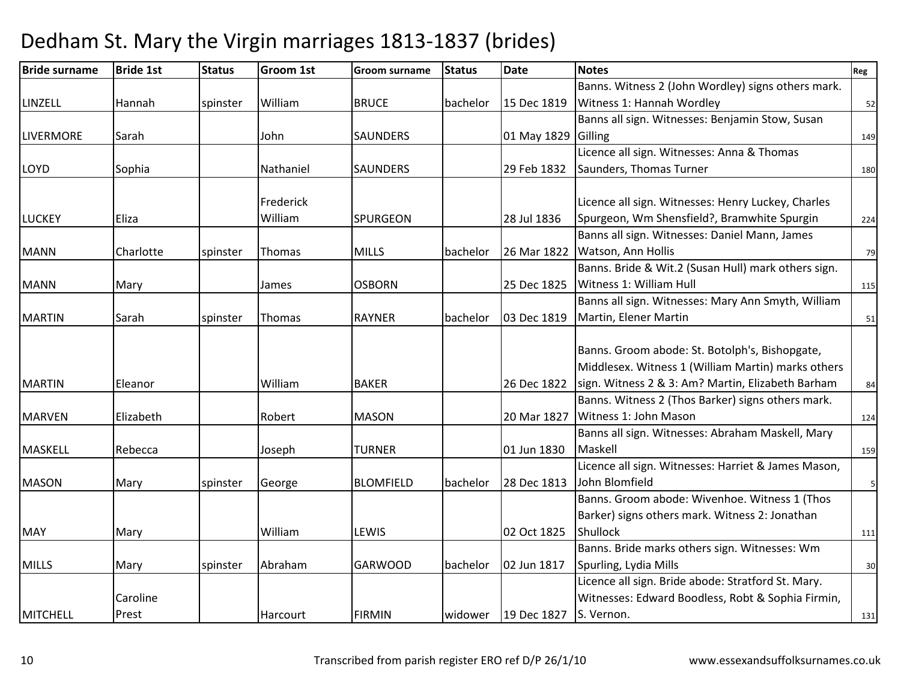# Dedham St. Mary the Virgin marriages 1813-1837 (brides)

| Bride surname | Bride 1st | Status | Groom 1st | Groom surname | Status | Date | Notes | Reg |
|---|---|---|---|---|---|---|---|---|
| LINZELL | Hannah | spinster | William | BRUCE | bachelor | 15 Dec 1819 | Banns. Witness 2 (John Wordley) signs others mark. Witness 1: Hannah Wordley | 52 |
| LIVERMORE | Sarah | | John | SAUNDERS | | 01 May 1829 | Banns all sign. Witnesses: Benjamin Stow, Susan Gilling | 149 |
| LOYD | Sophia | | Nathaniel | SAUNDERS | | 29 Feb 1832 | Licence all sign. Witnesses: Anna & Thomas Saunders, Thomas Turner | 180 |
| LUCKEY | Eliza | | Frederick William | SPURGEON | | 28 Jul 1836 | Licence all sign. Witnesses: Henry Luckey, Charles Spurgeon, Wm Shensfield?, Bramwhite Spurgin | 224 |
| MANN | Charlotte | spinster | Thomas | MILLS | bachelor | 26 Mar 1822 | Banns all sign. Witnesses: Daniel Mann, James Watson, Ann Hollis | 79 |
| MANN | Mary | | James | OSBORN | | 25 Dec 1825 | Banns. Bride & Wit.2 (Susan Hull) mark others sign. Witness 1: William Hull | 115 |
| MARTIN | Sarah | spinster | Thomas | RAYNER | bachelor | 03 Dec 1819 | Banns all sign. Witnesses: Mary Ann Smyth, William Martin, Elener Martin | 51 |
| MARTIN | Eleanor | | William | BAKER | | 26 Dec 1822 | Banns. Groom abode: St. Botolph's, Bishopgate, Middlesex. Witness 1 (William Martin) marks others sign. Witness 2 & 3: Am? Martin, Elizabeth Barham | 84 |
| MARVEN | Elizabeth | | Robert | MASON | | 20 Mar 1827 | Banns. Witness 2 (Thos Barker) signs others mark. Witness 1: John Mason | 124 |
| MASKELL | Rebecca | | Joseph | TURNER | | 01 Jun 1830 | Banns all sign. Witnesses: Abraham Maskell, Mary Maskell | 159 |
| MASON | Mary | spinster | George | BLOMFIELD | bachelor | 28 Dec 1813 | Licence all sign. Witnesses: Harriet & James Mason, John Blomfield | 5 |
| MAY | Mary | | William | LEWIS | | 02 Oct 1825 | Banns. Groom abode: Wivenhoe. Witness 1 (Thos Barker) signs others mark. Witness 2: Jonathan Shullock | 111 |
| MILLS | Mary | spinster | Abraham | GARWOOD | bachelor | 02 Jun 1817 | Banns. Bride marks others sign. Witnesses: Wm Spurling, Lydia Mills | 30 |
| MITCHELL | Caroline Prest | | Harcourt | FIRMIN | widower | 19 Dec 1827 | Licence all sign. Bride abode: Stratford St. Mary. Witnesses: Edward Boodless, Robt & Sophia Firmin, S. Vernon. | 131 |

Transcribed from parish register ERO ref D/P 26/1/10 — www.essexandsuffolksurnames.co.uk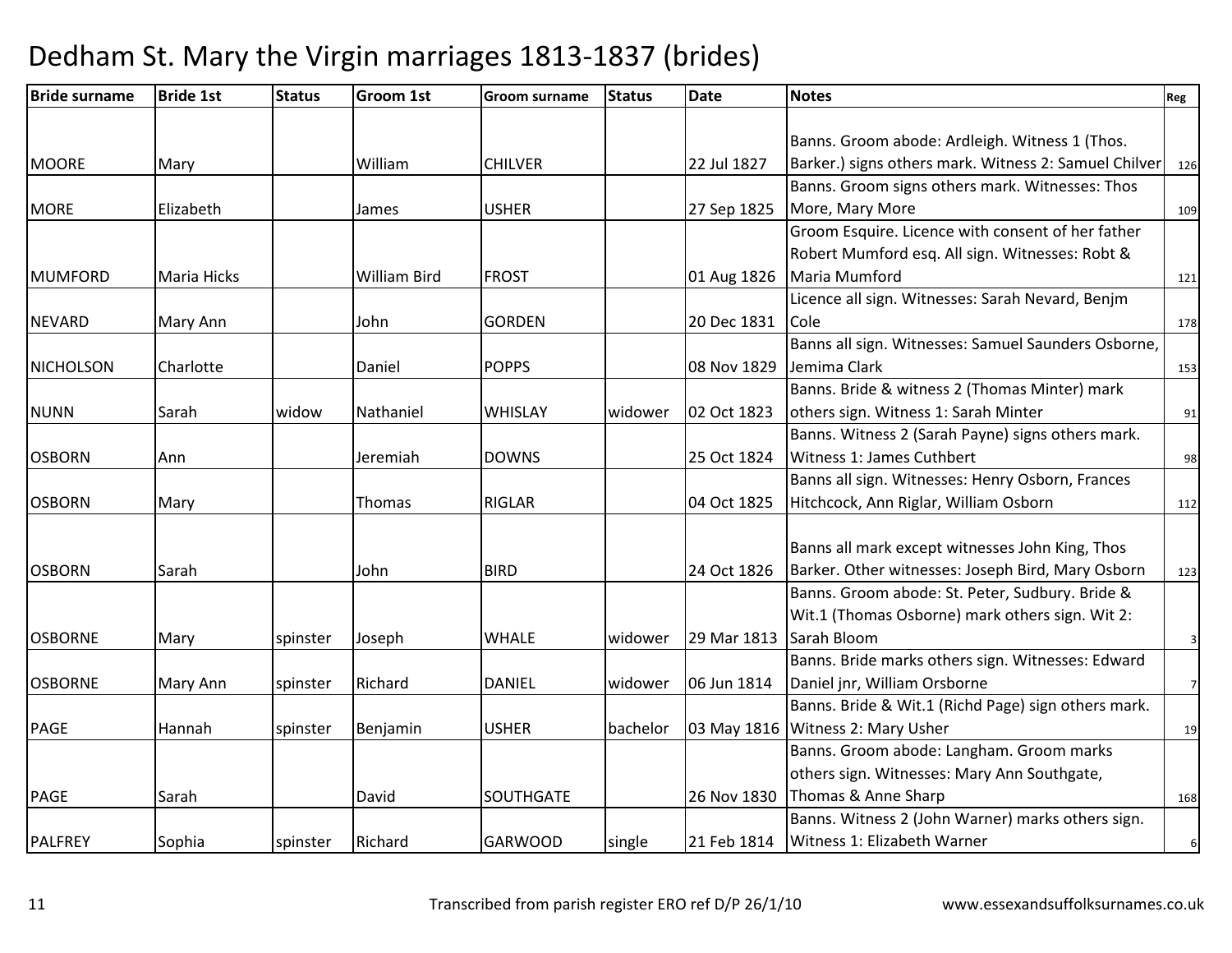# Dedham St. Mary the Virgin marriages 1813-1837 (brides)

| Bride surname | Bride 1st | Status | Groom 1st | Groom surname | Status | Date | Notes | Reg |
|---|---|---|---|---|---|---|---|---|
| MOORE | Mary | | William | CHILVER | | 22 Jul 1827 | Banns. Groom abode: Ardleigh. Witness 1 (Thos. Barker.) signs others mark. Witness 2: Samuel Chilver | 126 |
| MORE | Elizabeth | | James | USHER | | 27 Sep 1825 | Banns. Groom signs others mark. Witnesses: Thos More, Mary More | 109 |
| MUMFORD | Maria Hicks | | William Bird | FROST | | 01 Aug 1826 | Groom Esquire. Licence with consent of her father Robert Mumford esq. All sign. Witnesses: Robt & Maria Mumford | 121 |
| NEVARD | Mary Ann | | John | GORDEN | | 20 Dec 1831 | Licence all sign. Witnesses: Sarah Nevard, Benjm Cole | 178 |
| NICHOLSON | Charlotte | | Daniel | POPPS | | 08 Nov 1829 | Banns all sign. Witnesses: Samuel Saunders Osborne, Jemima Clark | 153 |
| NUNN | Sarah | widow | Nathaniel | WHISLAY | widower | 02 Oct 1823 | Banns. Bride & witness 2 (Thomas Minter) mark others sign. Witness 1: Sarah Minter | 91 |
| OSBORN | Ann | | Jeremiah | DOWNS | | 25 Oct 1824 | Banns. Witness 2 (Sarah Payne) signs others mark. Witness 1: James Cuthbert | 98 |
| OSBORN | Mary | | Thomas | RIGLAR | | 04 Oct 1825 | Banns all sign. Witnesses: Henry Osborn, Frances Hitchcock, Ann Riglar, William Osborn | 112 |
| OSBORN | Sarah | | John | BIRD | | 24 Oct 1826 | Banns all mark except witnesses John King, Thos Barker. Other witnesses: Joseph Bird, Mary Osborn | 123 |
| OSBORNE | Mary | spinster | Joseph | WHALE | widower | 29 Mar 1813 | Banns. Groom abode: St. Peter, Sudbury. Bride & Wit.1 (Thomas Osborne) mark others sign. Wit 2: Sarah Bloom | 3 |
| OSBORNE | Mary Ann | spinster | Richard | DANIEL | widower | 06 Jun 1814 | Banns. Bride marks others sign. Witnesses: Edward Daniel jnr, William Orsborne | 7 |
| PAGE | Hannah | spinster | Benjamin | USHER | bachelor | 03 May 1816 | Banns. Bride & Wit.1 (Richd Page) sign others mark. Witness 2: Mary Usher | 19 |
| PAGE | Sarah | | David | SOUTHGATE | | 26 Nov 1830 | Banns. Groom abode: Langham. Groom marks others sign. Witnesses: Mary Ann Southgate, Thomas & Anne Sharp | 168 |
| PALFREY | Sophia | spinster | Richard | GARWOOD | single | 21 Feb 1814 | Banns. Witness 2 (John Warner) marks others sign. Witness 1: Elizabeth Warner | 6 |

Transcribed from parish register ERO ref D/P 26/1/10 www.essexandsuffolksurnames.co.uk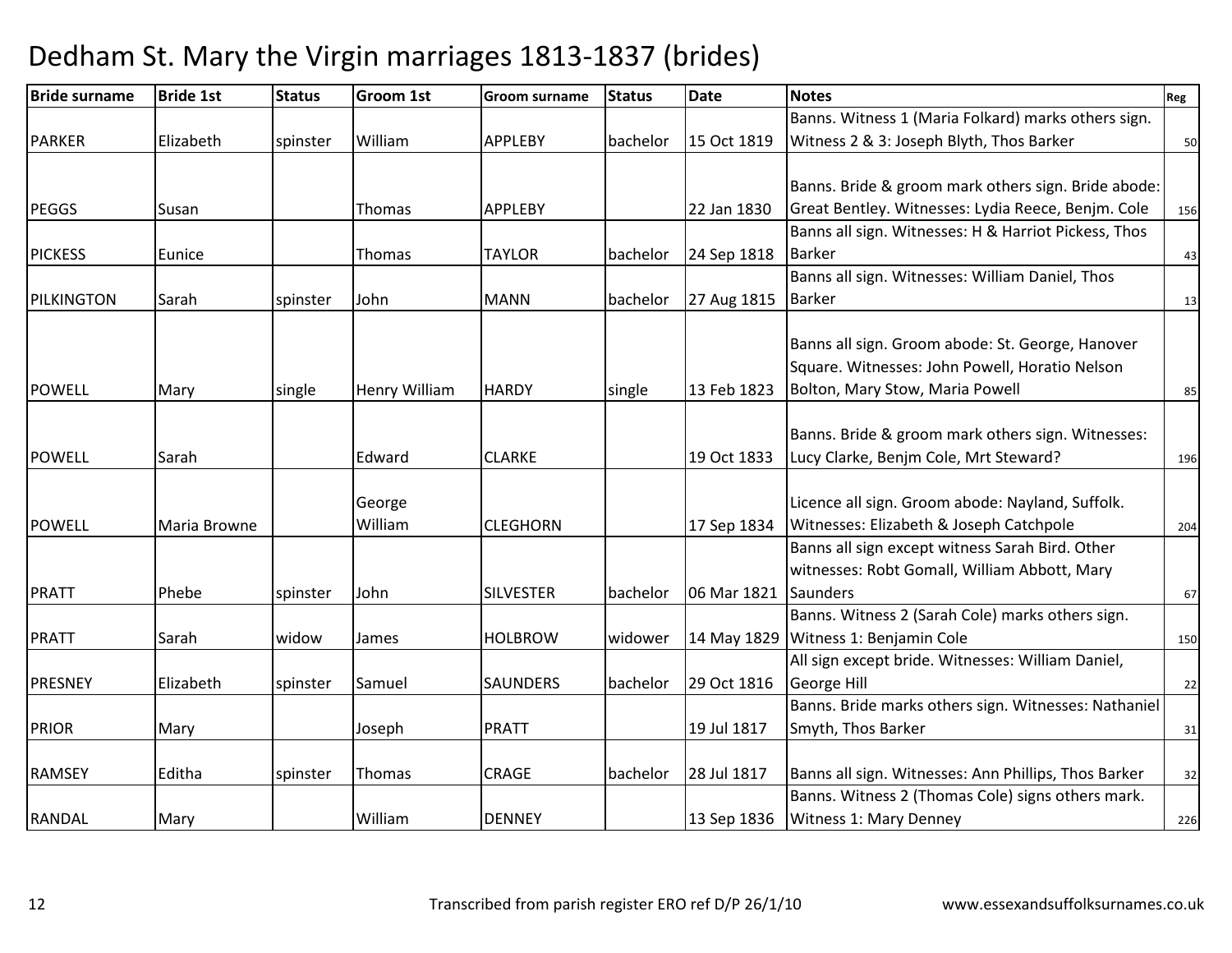# Dedham St. Mary the Virgin marriages 1813-1837 (brides)

| Bride surname | Bride 1st | Status | Groom 1st | Groom surname | Status | Date | Notes | Reg |
|---|---|---|---|---|---|---|---|---|
| PARKER | Elizabeth | spinster | William | APPLEBY | bachelor | 15 Oct 1819 | Banns. Witness 1 (Maria Folkard) marks others sign. Witness 2 & 3: Joseph Blyth, Thos Barker | 50 |
| PEGGS | Susan | | Thomas | APPLEBY | | 22 Jan 1830 | Banns. Bride & groom mark others sign. Bride abode: Great Bentley. Witnesses: Lydia Reece, Benjm. Cole | 156 |
| PICKESS | Eunice | | Thomas | TAYLOR | bachelor | 24 Sep 1818 | Banns all sign. Witnesses: H & Harriot Pickess, Thos Barker | 43 |
| PILKINGTON | Sarah | spinster | John | MANN | bachelor | 27 Aug 1815 | Banns all sign. Witnesses: William Daniel, Thos Barker | 13 |
| POWELL | Mary | single | Henry William | HARDY | single | 13 Feb 1823 | Banns all sign. Groom abode: St. George, Hanover Square. Witnesses: John Powell, Horatio Nelson Bolton, Mary Stow, Maria Powell | 85 |
| POWELL | Sarah | | Edward | CLARKE | | 19 Oct 1833 | Banns. Bride & groom mark others sign. Witnesses: Lucy Clarke, Benjm Cole, Mrt Steward? | 196 |
| POWELL | Maria Browne | | George William | CLEGHORN | | 17 Sep 1834 | Licence all sign. Groom abode: Nayland, Suffolk. Witnesses: Elizabeth & Joseph Catchpole | 204 |
| PRATT | Phebe | spinster | John | SILVESTER | bachelor | 06 Mar 1821 | Banns all sign except witness Sarah Bird. Other witnesses: Robt Gomall, William Abbott, Mary Saunders | 67 |
| PRATT | Sarah | widow | James | HOLBROW | widower | 14 May 1829 | Banns. Witness 2 (Sarah Cole) marks others sign. Witness 1: Benjamin Cole | 150 |
| PRESNEY | Elizabeth | spinster | Samuel | SAUNDERS | bachelor | 29 Oct 1816 | All sign except bride. Witnesses: William Daniel, George Hill | 22 |
| PRIOR | Mary | | Joseph | PRATT | | 19 Jul 1817 | Banns. Bride marks others sign. Witnesses: Nathaniel Smyth, Thos Barker | 31 |
| RAMSEY | Editha | spinster | Thomas | CRAGE | bachelor | 28 Jul 1817 | Banns all sign. Witnesses: Ann Phillips, Thos Barker | 32 |
| RANDAL | Mary | | William | DENNEY | | 13 Sep 1836 | Banns. Witness 2 (Thomas Cole) signs others mark. Witness 1: Mary Denney | 226 |

Transcribed from parish register ERO ref D/P 26/1/10

www.essexandsuffolksurnames.co.uk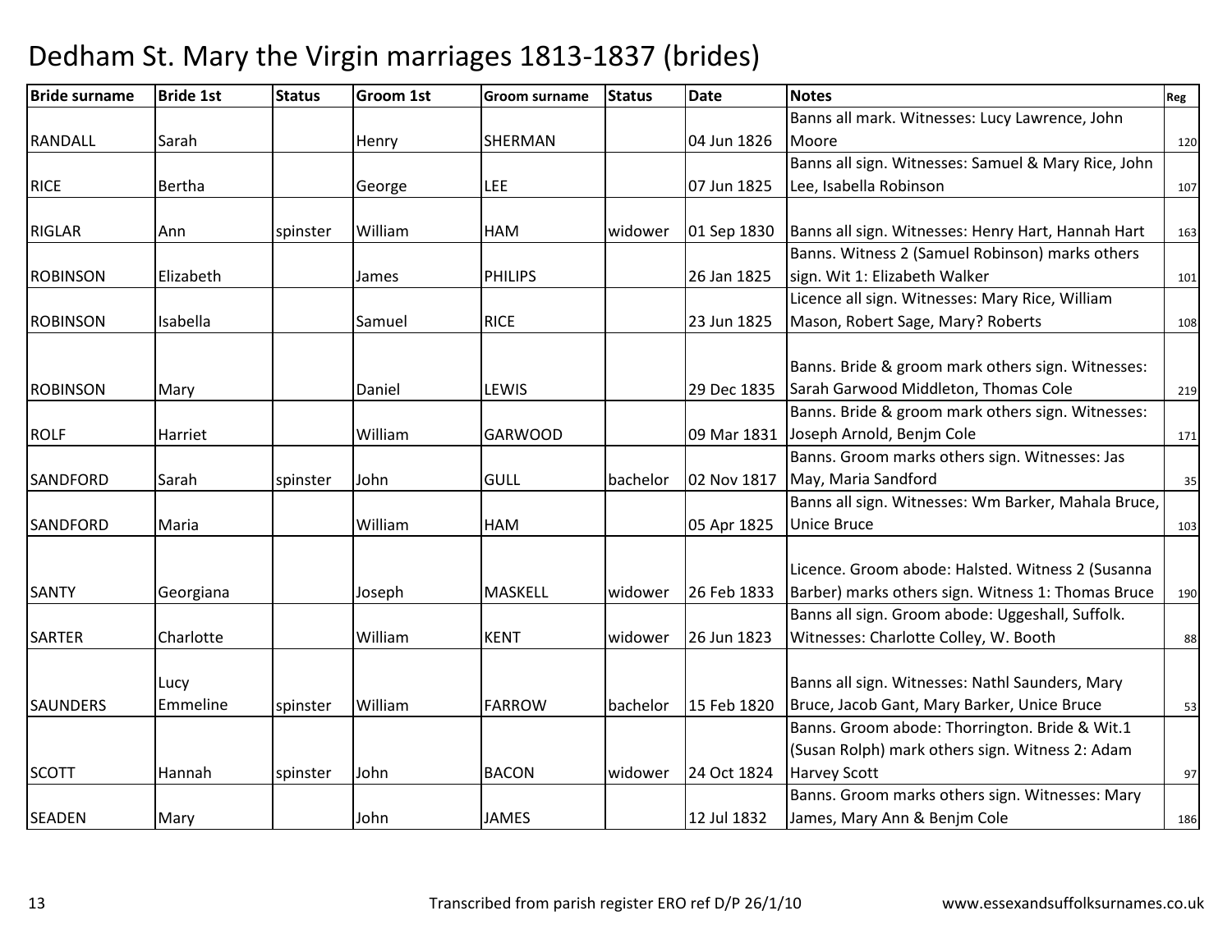# Dedham St. Mary the Virgin marriages 1813-1837 (brides)

| Bride surname | Bride 1st | Status | Groom 1st | Groom surname | Status | Date | Notes | Reg |
|---|---|---|---|---|---|---|---|---|
| RANDALL | Sarah | | Henry | SHERMAN | | 04 Jun 1826 | Banns all mark. Witnesses: Lucy Lawrence, John Moore | 120 |
| RICE | Bertha | | George | LEE | | 07 Jun 1825 | Banns all sign. Witnesses: Samuel & Mary Rice, John Lee, Isabella Robinson | 107 |
| RIGLAR | Ann | spinster | William | HAM | widower | 01 Sep 1830 | Banns all sign. Witnesses: Henry Hart, Hannah Hart | 163 |
| ROBINSON | Elizabeth | | James | PHILIPS | | 26 Jan 1825 | Banns. Witness 2 (Samuel Robinson) marks others sign. Wit 1: Elizabeth Walker | 101 |
| ROBINSON | Isabella | | Samuel | RICE | | 23 Jun 1825 | Licence all sign. Witnesses: Mary Rice, William Mason, Robert Sage, Mary? Roberts | 108 |
| ROBINSON | Mary | | Daniel | LEWIS | | 29 Dec 1835 | Banns. Bride & groom mark others sign. Witnesses: Sarah Garwood Middleton, Thomas Cole | 219 |
| ROLF | Harriet | | William | GARWOOD | | 09 Mar 1831 | Banns. Bride & groom mark others sign. Witnesses: Joseph Arnold, Benjm Cole | 171 |
| SANDFORD | Sarah | spinster | John | GULL | bachelor | 02 Nov 1817 | Banns. Groom marks others sign. Witnesses: Jas May, Maria Sandford | 35 |
| SANDFORD | Maria | | William | HAM | | 05 Apr 1825 | Banns all sign. Witnesses: Wm Barker, Mahala Bruce, Unice Bruce | 103 |
| SANTY | Georgiana | | Joseph | MASKELL | widower | 26 Feb 1833 | Licence. Groom abode: Halsted. Witness 2 (Susanna Barber) marks others sign. Witness 1: Thomas Bruce | 190 |
| SARTER | Charlotte | | William | KENT | widower | 26 Jun 1823 | Banns all sign. Groom abode: Uggeshall, Suffolk. Witnesses: Charlotte Colley, W. Booth | 88 |
| SAUNDERS | Lucy Emmeline | spinster | William | FARROW | bachelor | 15 Feb 1820 | Banns all sign. Witnesses: Nathl Saunders, Mary Bruce, Jacob Gant, Mary Barker, Unice Bruce | 53 |
| SCOTT | Hannah | spinster | John | BACON | widower | 24 Oct 1824 | Banns. Groom abode: Thorrington. Bride & Wit.1 (Susan Rolph) mark others sign. Witness 2: Adam Harvey Scott | 97 |
| SEADEN | Mary | | John | JAMES | | 12 Jul 1832 | Banns. Groom marks others sign. Witnesses: Mary James, Mary Ann & Benjm Cole | 186 |

Transcribed from parish register ERO ref D/P 26/1/10 www.essexandsuffolksurnames.co.uk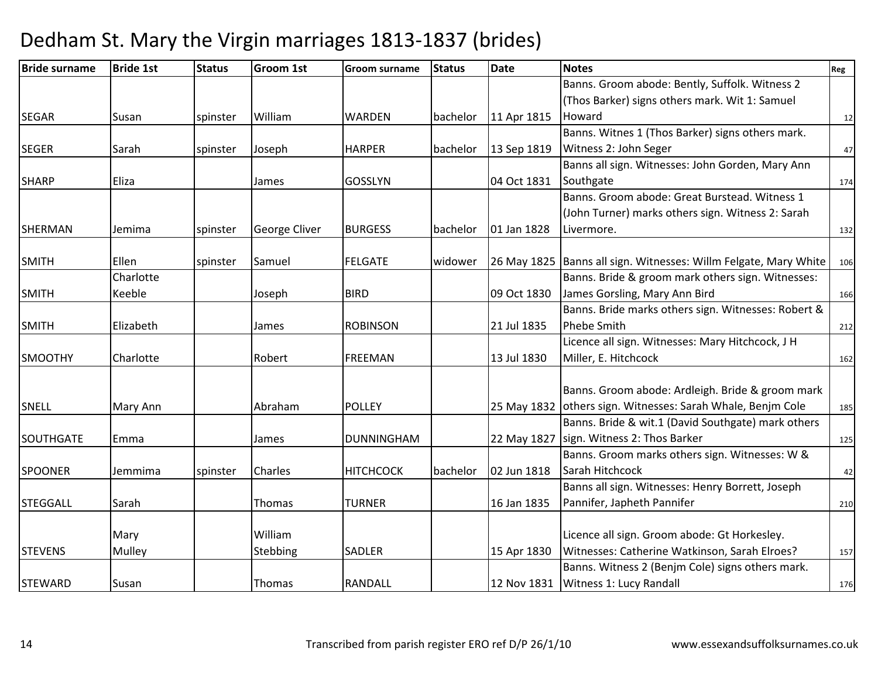# Dedham St. Mary the Virgin marriages 1813-1837 (brides)

| Bride surname | Bride 1st | Status | Groom 1st | Groom surname | Status | Date | Notes | Reg |
|---|---|---|---|---|---|---|---|---|
| SEGAR | Susan | spinster | William | WARDEN | bachelor | 11 Apr 1815 | Banns. Groom abode: Bently, Suffolk. Witness 2 (Thos Barker) signs others mark. Wit 1: Samuel Howard | 12 |
| SEGER | Sarah | spinster | Joseph | HARPER | bachelor | 13 Sep 1819 | Banns. Witnes 1 (Thos Barker) signs others mark. Witness 2: John Seger | 47 |
| SHARP | Eliza | | James | GOSSLYN | | 04 Oct 1831 | Banns all sign. Witnesses: John Gorden, Mary Ann Southgate | 174 |
| SHERMAN | Jemima | spinster | George Cliver | BURGESS | bachelor | 01 Jan 1828 | Banns. Groom abode: Great Burstead. Witness 1 (John Turner) marks others sign. Witness 2: Sarah Livermore. | 132 |
| SMITH | Ellen | spinster | Samuel | FELGATE | widower | 26 May 1825 | Banns all sign. Witnesses: Willm Felgate, Mary White | 106 |
| SMITH | Charlotte Keeble | | Joseph | BIRD | | 09 Oct 1830 | Banns. Bride & groom mark others sign. Witnesses: James Gorsling, Mary Ann Bird | 166 |
| SMITH | Elizabeth | | James | ROBINSON | | 21 Jul 1835 | Banns. Bride marks others sign. Witnesses: Robert & Phebe Smith | 212 |
| SMOOTHY | Charlotte | | Robert | FREEMAN | | 13 Jul 1830 | Licence all sign. Witnesses: Mary Hitchcock, J H Miller, E. Hitchcock | 162 |
| SNELL | Mary Ann | | Abraham | POLLEY | | 25 May 1832 | Banns. Groom abode: Ardleigh. Bride & groom mark others sign. Witnesses: Sarah Whale, Benjm Cole | 185 |
| SOUTHGATE | Emma | | James | DUNNINGHAM | | 22 May 1827 | Banns. Bride & wit.1 (David Southgate) mark others sign. Witness 2: Thos Barker | 125 |
| SPOONER | Jemmima | spinster | Charles | HITCHCOCK | bachelor | 02 Jun 1818 | Banns. Groom marks others sign. Witnesses: W & Sarah Hitchcock | 42 |
| STEGGALL | Sarah | | Thomas | TURNER | | 16 Jan 1835 | Banns all sign. Witnesses: Henry Borrett, Joseph Pannifer, Japheth Pannifer | 210 |
| STEVENS | Mary Mulley | | William Stebbing | SADLER | | 15 Apr 1830 | Licence all sign. Groom abode: Gt Horkesley. Witnesses: Catherine Watkinson, Sarah Elroes? | 157 |
| STEWARD | Susan | | Thomas | RANDALL | | 12 Nov 1831 | Banns. Witness 2 (Benjm Cole) signs others mark. Witness 1: Lucy Randall | 176 |

Transcribed from parish register ERO ref D/P 26/1/10 www.essexandsuffolksurnames.co.uk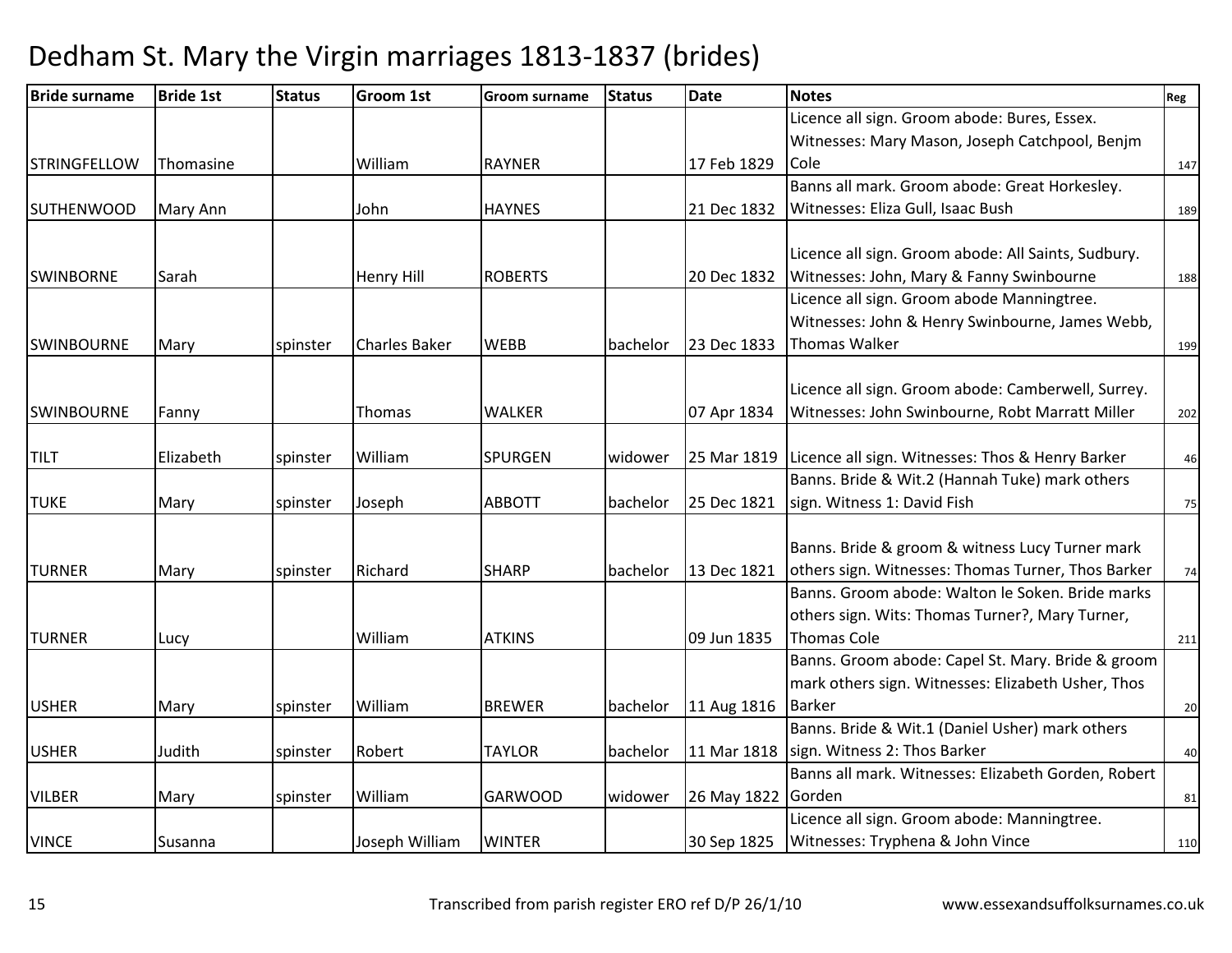# Dedham St. Mary the Virgin marriages 1813-1837 (brides)

| Bride surname | Bride 1st | Status | Groom 1st | Groom surname | Status | Date | Notes | Reg |
|---|---|---|---|---|---|---|---|---|
| STRINGFELLOW | Thomasine | | William | RAYNER | | 17 Feb 1829 | Licence all sign. Groom abode: Bures, Essex. Witnesses: Mary Mason, Joseph Catchpool, Benjm Cole | 147 |
| SUTHENWOOD | Mary Ann | | John | HAYNES | | 21 Dec 1832 | Banns all mark. Groom abode: Great Horkesley. Witnesses: Eliza Gull, Isaac Bush | 189 |
| SWINBORNE | Sarah | | Henry Hill | ROBERTS | | 20 Dec 1832 | Licence all sign. Groom abode: All Saints, Sudbury. Witnesses: John, Mary & Fanny Swinbourne | 188 |
| SWINBOURNE | Mary | spinster | Charles Baker | WEBB | bachelor | 23 Dec 1833 | Licence all sign. Groom abode Manningtree. Witnesses: John & Henry Swinbourne, James Webb, Thomas Walker | 199 |
| SWINBOURNE | Fanny | | Thomas | WALKER | | 07 Apr 1834 | Licence all sign. Groom abode: Camberwell, Surrey. Witnesses: John Swinbourne, Robt Marratt Miller | 202 |
| TILT | Elizabeth | spinster | William | SPURGEN | widower | 25 Mar 1819 | Licence all sign. Witnesses: Thos & Henry Barker | 46 |
| TUKE | Mary | spinster | Joseph | ABBOTT | bachelor | 25 Dec 1821 | Banns. Bride & Wit.2 (Hannah Tuke) mark others sign. Witness 1: David Fish | 75 |
| TURNER | Mary | spinster | Richard | SHARP | bachelor | 13 Dec 1821 | Banns. Bride & groom & witness Lucy Turner mark others sign. Witnesses: Thomas Turner, Thos Barker | 74 |
| TURNER | Lucy | | William | ATKINS | | 09 Jun 1835 | Banns. Groom abode: Walton le Soken. Bride marks others sign. Wits: Thomas Turner?, Mary Turner, Thomas Cole | 211 |
| USHER | Mary | spinster | William | BREWER | bachelor | 11 Aug 1816 | Banns. Groom abode: Capel St. Mary. Bride & groom mark others sign. Witnesses: Elizabeth Usher, Thos Barker | 20 |
| USHER | Judith | spinster | Robert | TAYLOR | bachelor | 11 Mar 1818 | Banns. Bride & Wit.1 (Daniel Usher) mark others sign. Witness 2: Thos Barker | 40 |
| VILBER | Mary | spinster | William | GARWOOD | widower | 26 May 1822 | Banns all mark. Witnesses: Elizabeth Gorden, Robert Gorden | 81 |
| VINCE | Susanna | | Joseph William | WINTER | | 30 Sep 1825 | Licence all sign. Groom abode: Manningtree. Witnesses: Tryphena & John Vince | 110 |

Transcribed from parish register ERO ref D/P 26/1/10 www.essexandsuffolksurnames.co.uk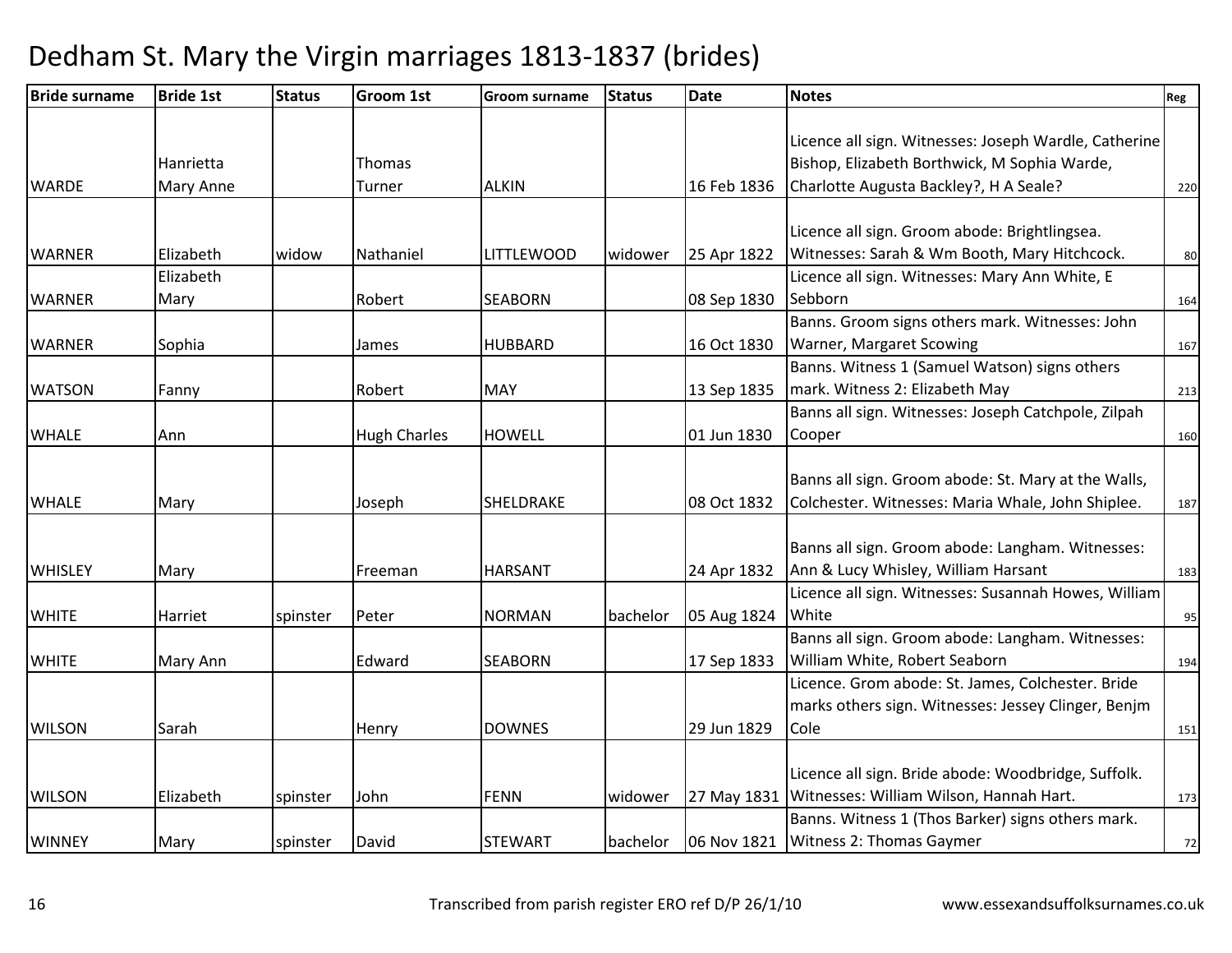# Dedham St. Mary the Virgin marriages 1813-1837 (brides)

| Bride surname | Bride 1st | Status | Groom 1st | Groom surname | Status | Date | Notes | Reg |
|---|---|---|---|---|---|---|---|---|
| WARDE | Hanrietta Mary Anne | | Thomas Turner | ALKIN | | 16 Feb 1836 | Licence all sign. Witnesses: Joseph Wardle, Catherine Bishop, Elizabeth Borthwick, M Sophia Warde, Charlotte Augusta Backley?, H A Seale? | 220 |
| WARNER | Elizabeth | widow | Nathaniel | LITTLEWOOD | widower | 25 Apr 1822 | Licence all sign. Groom abode: Brightlingsea. Witnesses: Sarah & Wm Booth, Mary Hitchcock. | 80 |
| WARNER | Elizabeth Mary | | Robert | SEABORN | | 08 Sep 1830 | Licence all sign. Witnesses: Mary Ann White, E Sebborn | 164 |
| WARNER | Sophia | | James | HUBBARD | | 16 Oct 1830 | Banns. Groom signs others mark. Witnesses: John Warner, Margaret Scowing | 167 |
| WATSON | Fanny | | Robert | MAY | | 13 Sep 1835 | Banns. Witness 1 (Samuel Watson) signs others mark. Witness 2: Elizabeth May | 213 |
| WHALE | Ann | | Hugh Charles | HOWELL | | 01 Jun 1830 | Banns all sign. Witnesses: Joseph Catchpole, Zilpah Cooper | 160 |
| WHALE | Mary | | Joseph | SHELDRAKE | | 08 Oct 1832 | Banns all sign. Groom abode: St. Mary at the Walls, Colchester. Witnesses: Maria Whale, John Shiplee. | 187 |
| WHISLEY | Mary | | Freeman | HARSANT | | 24 Apr 1832 | Banns all sign. Groom abode: Langham. Witnesses: Ann & Lucy Whisley, William Harsant | 183 |
| WHITE | Harriet | spinster | Peter | NORMAN | bachelor | 05 Aug 1824 | Licence all sign. Witnesses: Susannah Howes, William White | 95 |
| WHITE | Mary Ann | | Edward | SEABORN | | 17 Sep 1833 | Banns all sign. Groom abode: Langham. Witnesses: William White, Robert Seaborn | 194 |
| WILSON | Sarah | | Henry | DOWNES | | 29 Jun 1829 | Licence. Grom abode: St. James, Colchester. Bride marks others sign. Witnesses: Jessey Clinger, Benjm Cole | 151 |
| WILSON | Elizabeth | spinster | John | FENN | widower | 27 May 1831 | Licence all sign. Bride abode: Woodbridge, Suffolk. Witnesses: William Wilson, Hannah Hart. | 173 |
| WINNEY | Mary | spinster | David | STEWART | bachelor | 06 Nov 1821 | Banns. Witness 1 (Thos Barker) signs others mark. Witness 2: Thomas Gaymer | 72 |

Transcribed from parish register ERO ref D/P 26/1/10 www.essexandsuffolksurnames.co.uk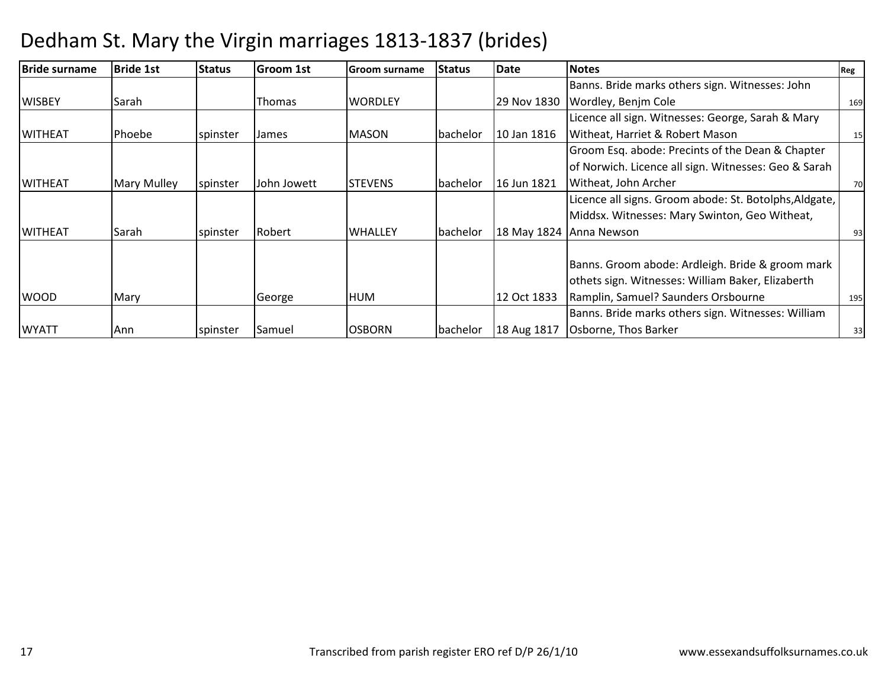# Dedham St. Mary the Virgin marriages 1813-1837 (brides)

| Bride surname | Bride 1st | Status | Groom 1st | Groom surname | Status | Date | Notes | Reg |
|---|---|---|---|---|---|---|---|---|
| WISBEY | Sarah | | Thomas | WORDLEY | | 29 Nov 1830 | Banns. Bride marks others sign. Witnesses: John Wordley, Benjm Cole | 169 |
| WITHEAT | Phoebe | spinster | James | MASON | bachelor | 10 Jan 1816 | Licence all sign. Witnesses: George, Sarah & Mary Witheat, Harriet & Robert Mason | 15 |
| WITHEAT | Mary Mulley | spinster | John Jowett | STEVENS | bachelor | 16 Jun 1821 | Groom Esq. abode: Precints of the Dean & Chapter of Norwich. Licence all sign. Witnesses: Geo & Sarah Witheat, John Archer | 70 |
| WITHEAT | Sarah | spinster | Robert | WHALLEY | bachelor | 18 May 1824 | Licence all signs. Groom abode: St. Botolphs,Aldgate, Middsx. Witnesses: Mary Swinton, Geo Witheat, Anna Newson | 93 |
| WOOD | Mary | | George | HUM | | 12 Oct 1833 | Banns. Groom abode: Ardleigh. Bride & groom mark othets sign. Witnesses: William Baker, Elizaberth Ramplin, Samuel? Saunders Orsbourne | 195 |
| WYATT | Ann | spinster | Samuel | OSBORN | bachelor | 18 Aug 1817 | Banns. Bride marks others sign. Witnesses: William Osborne, Thos Barker | 33 |

Transcribed from parish register ERO ref D/P 26/1/10

www.essexandsuffolksurnames.co.uk